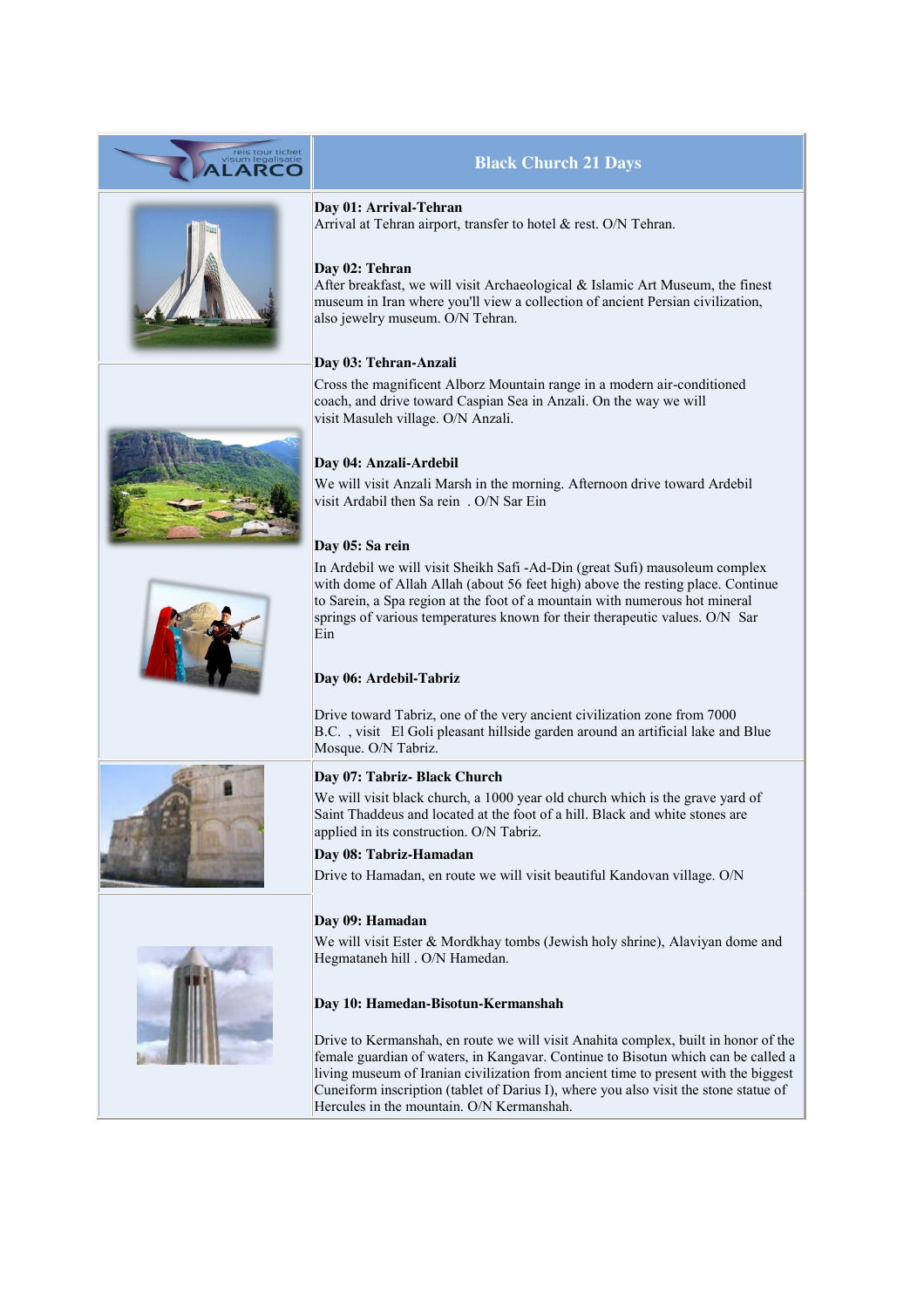# Black Church 21 Days

**Day 01: Arrival-Tehran**
Arrival at Tehran airport, transfer to hotel & rest. O/N Tehran.

**Day 02: Tehran**
After breakfast, we will visit Archaeological & Islamic Art Museum, the finest museum in Iran where you'll view a collection of ancient Persian civilization, also jewelry museum. O/N Tehran.

**Day 03: Tehran-Anzali**
Cross the magnificent Alborz Mountain range in a modern air-conditioned coach, and drive toward Caspian Sea in Anzali. On the way we will visit Masuleh village. O/N Anzali.

**Day 04: Anzali-Ardebil**
We will visit Anzali Marsh in the morning. Afternoon drive toward Ardebil visit Ardabil then Sa rein . O/N Sar Ein

**Day 05: Sa rein**
In Ardebil we will visit Sheikh Safi -Ad-Din (great Sufi) mausoleum complex with dome of Allah Allah (about 56 feet high) above the resting place. Continue to Sarein, a Spa region at the foot of a mountain with numerous hot mineral springs of various temperatures known for their therapeutic values. O/N Sar Ein

**Day 06: Ardebil-Tabriz**
Drive toward Tabriz, one of the very ancient civilization zone from 7000 B.C. , visit El Goli pleasant hillside garden around an artificial lake and Blue Mosque. O/N Tabriz.

**Day 07: Tabriz- Black Church**
We will visit black church, a 1000 year old church which is the grave yard of Saint Thaddeus and located at the foot of a hill. Black and white stones are applied in its construction. O/N Tabriz.

**Day 08: Tabriz-Hamadan**
Drive to Hamadan, en route we will visit beautiful Kandovan village. O/N

**Day 09: Hamadan**
We will visit Ester & Mordkhay tombs (Jewish holy shrine), Alaviyan dome and Hegmataneh hill . O/N Hamedan.

**Day 10: Hamedan-Bisotun-Kermanshah**
Drive to Kermanshah, en route we will visit Anahita complex, built in honor of the female guardian of waters, in Kangavar. Continue to Bisotun which can be called a living museum of Iranian civilization from ancient time to present with the biggest Cuneiform inscription (tablet of Darius I), where you also visit the stone statue of Hercules in the mountain. O/N Kermanshah.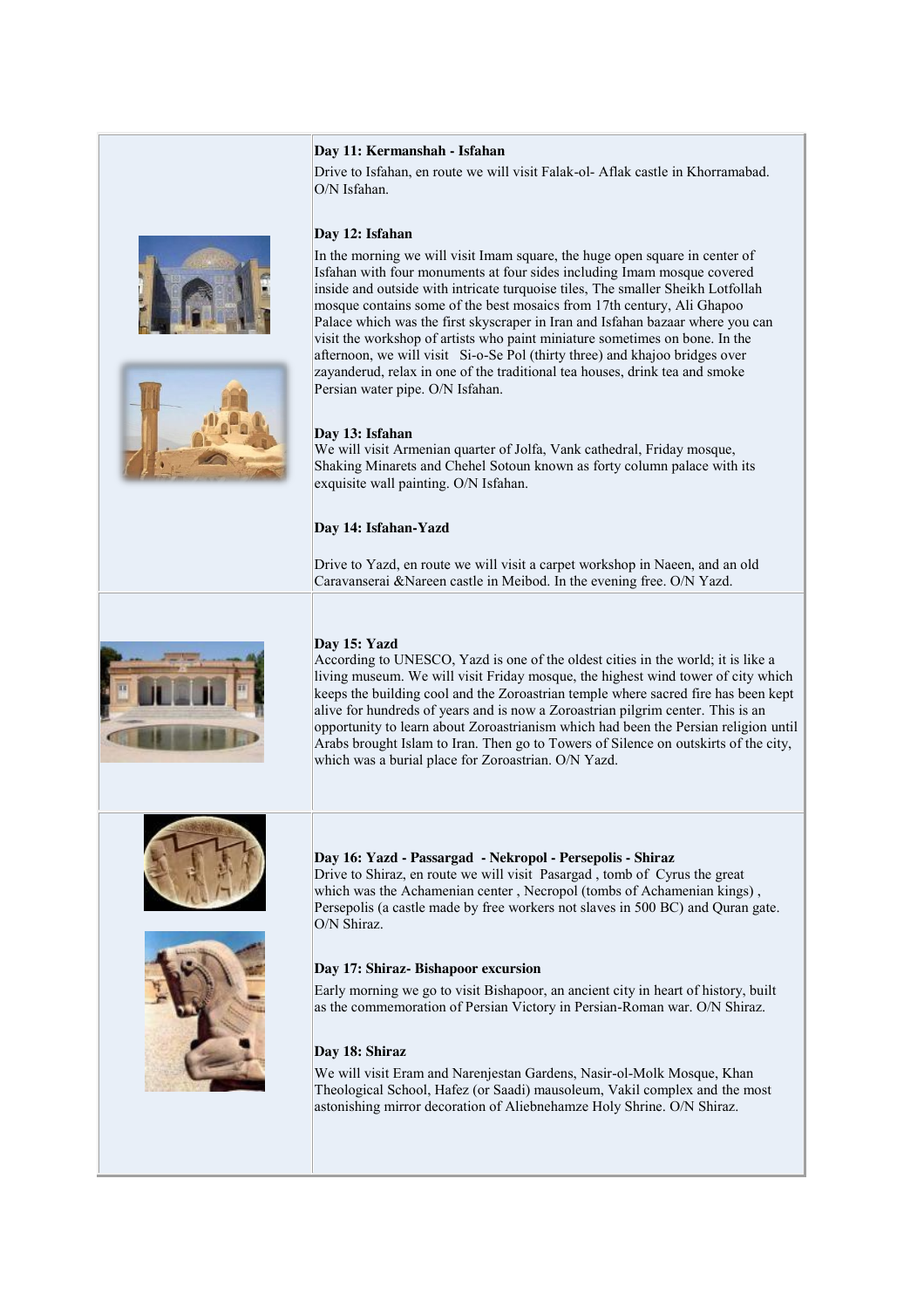**Day 11: Kermanshah - Isfahan**

Drive to Isfahan, en route we will visit Falak-ol- Aflak castle in Khorramabad. O/N Isfahan.

**Day 12: Isfahan**

In the morning we will visit Imam square, the huge open square in center of Isfahan with four monuments at four sides including Imam mosque covered inside and outside with intricate turquoise tiles, The smaller Sheikh Lotfollah mosque contains some of the best mosaics from 17th century, Ali Ghapoo Palace which was the first skyscraper in Iran and Isfahan bazaar where you can visit the workshop of artists who paint miniature sometimes on bone. In the afternoon, we will visit Si-o-Se Pol (thirty three) and khajoo bridges over zayanderud, relax in one of the traditional tea houses, drink tea and smoke Persian water pipe. O/N Isfahan.

**Day 13: Isfahan**

We will visit Armenian quarter of Jolfa, Vank cathedral, Friday mosque, Shaking Minarets and Chehel Sotoun known as forty column palace with its exquisite wall painting. O/N Isfahan.

**Day 14: Isfahan-Yazd**

Drive to Yazd, en route we will visit a carpet workshop in Naeen, and an old Caravanserai &Nareen castle in Meibod. In the evening free. O/N Yazd.

**Day 15: Yazd**

According to UNESCO, Yazd is one of the oldest cities in the world; it is like a living museum. We will visit Friday mosque, the highest wind tower of city which keeps the building cool and the Zoroastrian temple where sacred fire has been kept alive for hundreds of years and is now a Zoroastrian pilgrim center. This is an opportunity to learn about Zoroastrianism which had been the Persian religion until Arabs brought Islam to Iran. Then go to Towers of Silence on outskirts of the city, which was a burial place for Zoroastrian. O/N Yazd.

**Day 16: Yazd - Passargad - Nekropol - Persepolis - Shiraz**

Drive to Shiraz, en route we will visit Pasargad , tomb of Cyrus the great which was the Achamenian center , Necropol (tombs of Achamenian kings) , Persepolis (a castle made by free workers not slaves in 500 BC) and Quran gate. O/N Shiraz.

**Day 17: Shiraz- Bishapoor excursion**

Early morning we go to visit Bishapoor, an ancient city in heart of history, built as the commemoration of Persian Victory in Persian-Roman war. O/N Shiraz.

**Day 18: Shiraz**

We will visit Eram and Narenjestan Gardens, Nasir-ol-Molk Mosque, Khan Theological School, Hafez (or Saadi) mausoleum, Vakil complex and the most astonishing mirror decoration of Aliebnehamze Holy Shrine. O/N Shiraz.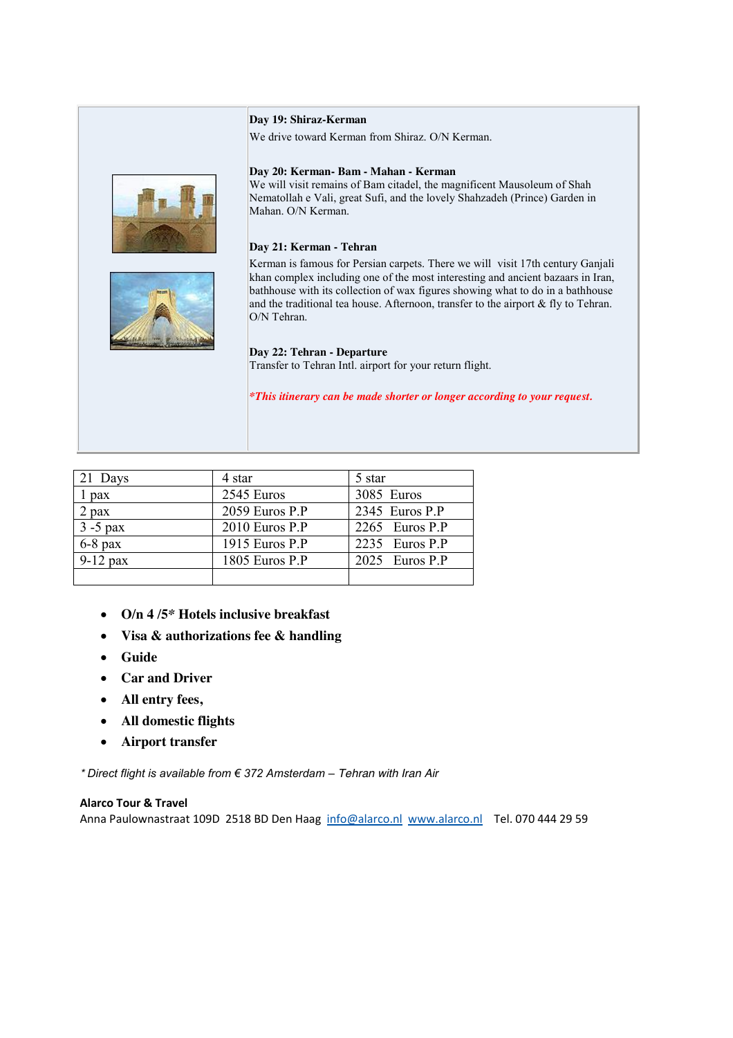**Day 19: Shiraz-Kerman**
We drive toward Kerman from Shiraz. O/N Kerman.

**Day 20: Kerman- Bam - Mahan - Kerman**
We will visit remains of Bam citadel, the magnificent Mausoleum of Shah Nematollah e Vali, great Sufi, and the lovely Shahzadeh (Prince) Garden in Mahan. O/N Kerman.

**Day 21: Kerman - Tehran**
Kerman is famous for Persian carpets. There we will visit 17th century Ganjali khan complex including one of the most interesting and ancient bazaars in Iran, bathhouse with its collection of wax figures showing what to do in a bathhouse and the traditional tea house. Afternoon, transfer to the airport & fly to Tehran. O/N Tehran.

**Day 22: Tehran - Departure**
Transfer to Tehran Intl. airport for your return flight.

***This itinerary can be made shorter or longer according to your request.***

| 21 Days | 4 star | 5 star |
|---|---|---|
| 1 pax | 2545 Euros | 3085 Euros |
| 2 pax | 2059 Euros P.P | 2345 Euros P.P |
| 3 -5 pax | 2010 Euros P.P | 2265 Euros P.P |
| 6-8 pax | 1915 Euros P.P | 2235 Euros P.P |
| 9-12 pax | 1805 Euros P.P | 2025 Euros P.P |
| | | |

- **O/n 4 /5* Hotels inclusive breakfast**
- **Visa & authorizations fee & handling**
- **Guide**
- **Car and Driver**
- **All entry fees,**
- **All domestic flights**
- **Airport transfer**

*\* Direct flight is available from € 372 Amsterdam – Tehran with Iran Air*

**Alarco Tour & Travel**
Anna Paulownastraat 109D 2518 BD Den Haag info@alarco.nl www.alarco.nl Tel. 070 444 29 59